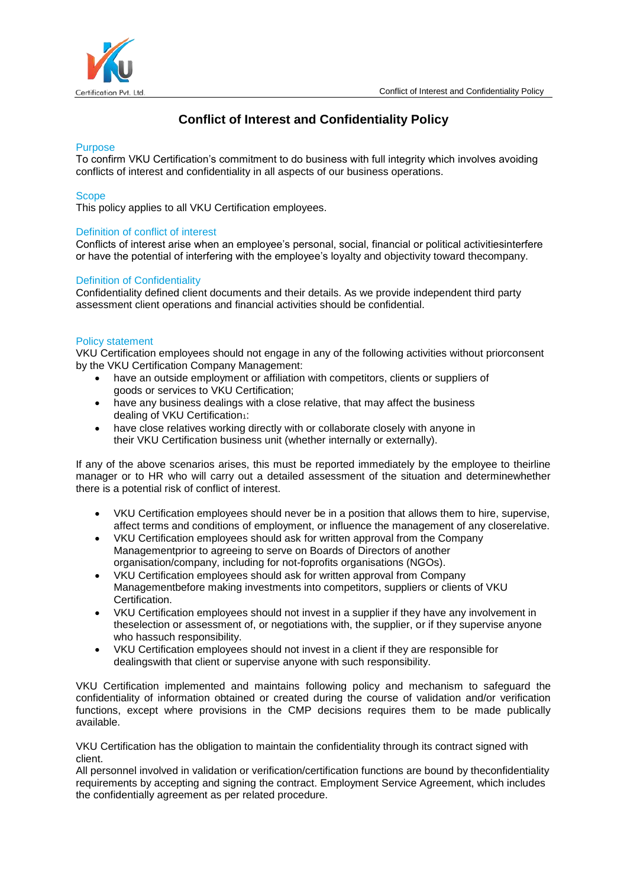# Conflict of Interest and Confidentiality Policy

## Purpose

To confirm VKU Certification's commitment to do business with full integrity which involves avoiding conflicts of interest and confidentiality in all aspects of our business operations.

## Scope

This policy applies to all VKU Certification employees.

## Definition of conflict of interest

Conflicts of interest arise when an employee's personal, social, financial or political activitiesinterfere or have the potential of interfering with the employee's loyalty and objectivity toward thecompany.

## Definition of Confidentiality

Confidentiality defined client documents and their details. As we provide independent third party assessment client operations and financial activities should be confidential.

## Policy statement

VKU Certification employees should not engage in any of the following activities without priorconsent by the VKU Certification Company Management:

- have an outside employment or affiliation with competitors, clients or suppliers of goods or services to VKU Certification;
- have any business dealings with a close relative, that may affect the business dealing of VKU Certification[1]:
- have close relatives working directly with or collaborate closely with anyone in their VKU Certification business unit (whether internally or externally).

If any of the above scenarios arises, this must be reported immediately by the employee to theirline manager or to HR who will carry out a detailed assessment of the situation and determinewhether there is a potential risk of conflict of interest.

- VKU Certification employees should never be in a position that allows them to hire, supervise, affect terms and conditions of employment, or influence the management of any closerelative.
- VKU Certification employees should ask for written approval from the Company Managementprior to agreeing to serve on Boards of Directors of another organisation/company, including for not-foprofits organisations (NGOs).
- VKU Certification employees should ask for written approval from Company Managementbefore making investments into competitors, suppliers or clients of VKU Certification.
- VKU Certification employees should not invest in a supplier if they have any involvement in theselection or assessment of, or negotiations with, the supplier, or if they supervise anyone who hassuch responsibility.
- VKU Certification employees should not invest in a client if they are responsible for dealingswith that client or supervise anyone with such responsibility.

VKU Certification implemented and maintains following policy and mechanism to safeguard the confidentiality of information obtained or created during the course of validation and/or verification functions, except where provisions in the CMP decisions requires them to be made publically available.

VKU Certification has the obligation to maintain the confidentiality through its contract signed with client.

All personnel involved in validation or verification/certification functions are bound by theconfidentiality requirements by accepting and signing the contract. Employment Service Agreement, which includes the confidentially agreement as per related procedure.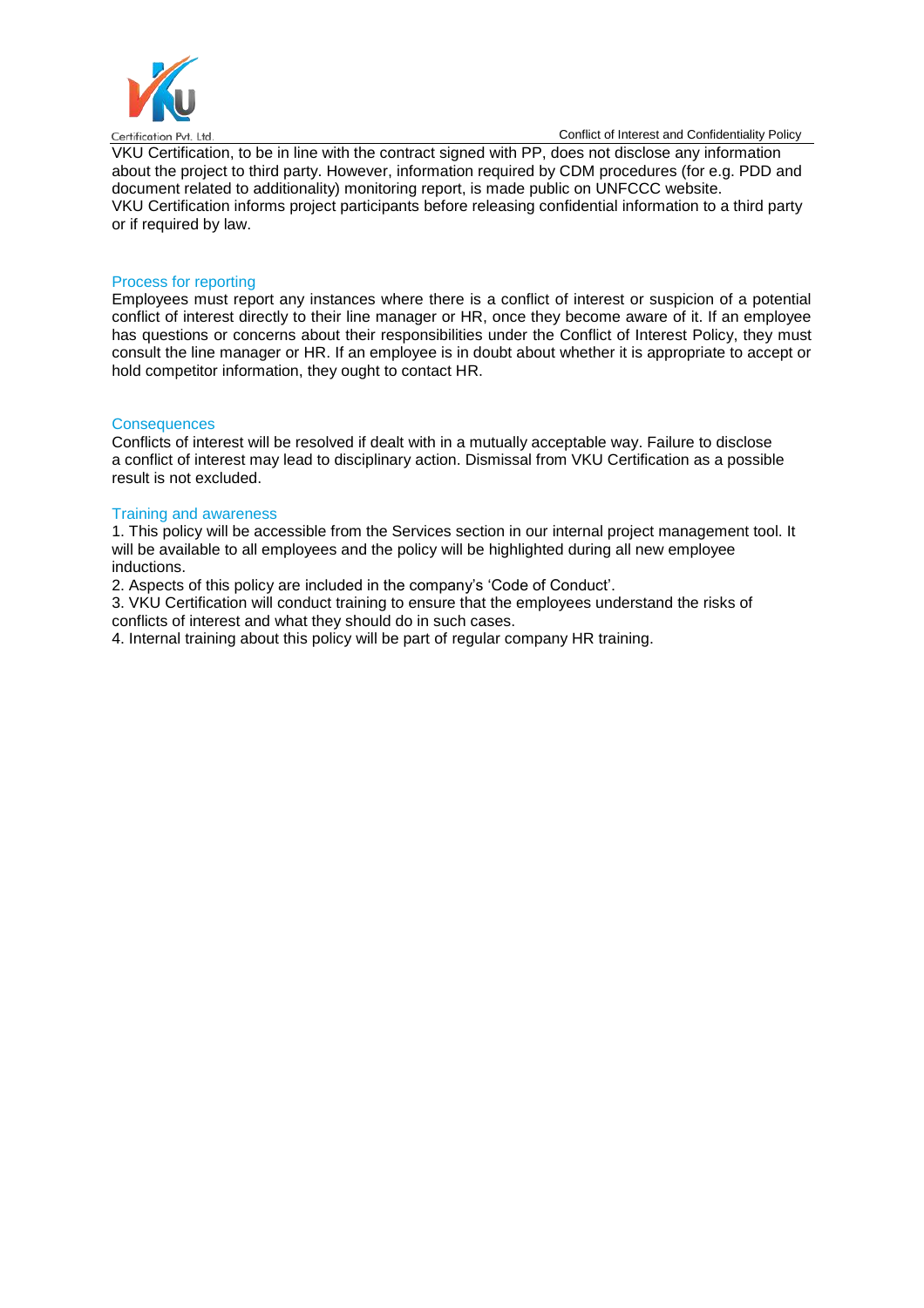VKU Certification, to be in line with the contract signed with PP, does not disclose any information about the project to third party. However, information required by CDM procedures (for e.g. PDD and document related to additionality) monitoring report, is made public on UNFCCC website.
VKU Certification informs project participants before releasing confidential information to a third party or if required by law.

## Process for reporting

Employees must report any instances where there is a conflict of interest or suspicion of a potential conflict of interest directly to their line manager or HR, once they become aware of it. If an employee has questions or concerns about their responsibilities under the Conflict of Interest Policy, they must consult the line manager or HR. If an employee is in doubt about whether it is appropriate to accept or hold competitor information, they ought to contact HR.

## Consequences

Conflicts of interest will be resolved if dealt with in a mutually acceptable way. Failure to disclose a conflict of interest may lead to disciplinary action. Dismissal from VKU Certification as a possible result is not excluded.

## Training and awareness

1. This policy will be accessible from the Services section in our internal project management tool. It will be available to all employees and the policy will be highlighted during all new employee inductions.
2. Aspects of this policy are included in the company's 'Code of Conduct'.
3. VKU Certification will conduct training to ensure that the employees understand the risks of conflicts of interest and what they should do in such cases.
4. Internal training about this policy will be part of regular company HR training.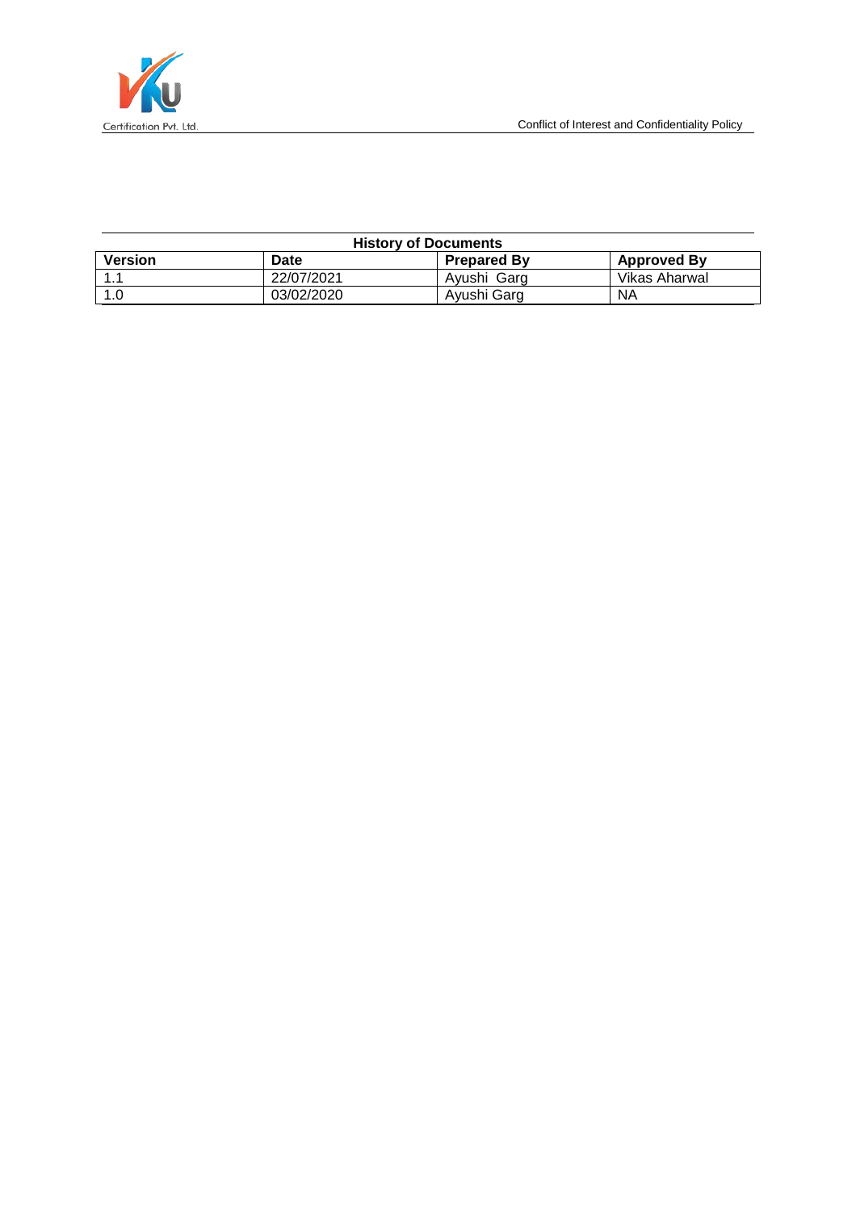**History of Documents**

| Version | Date | Prepared By | Approved By |
|---|---|---|---|
| 1.1 | 22/07/2021 | Ayushi Garg | Vikas Aharwal |
| 1.0 | 03/02/2020 | Ayushi Garg | NA |